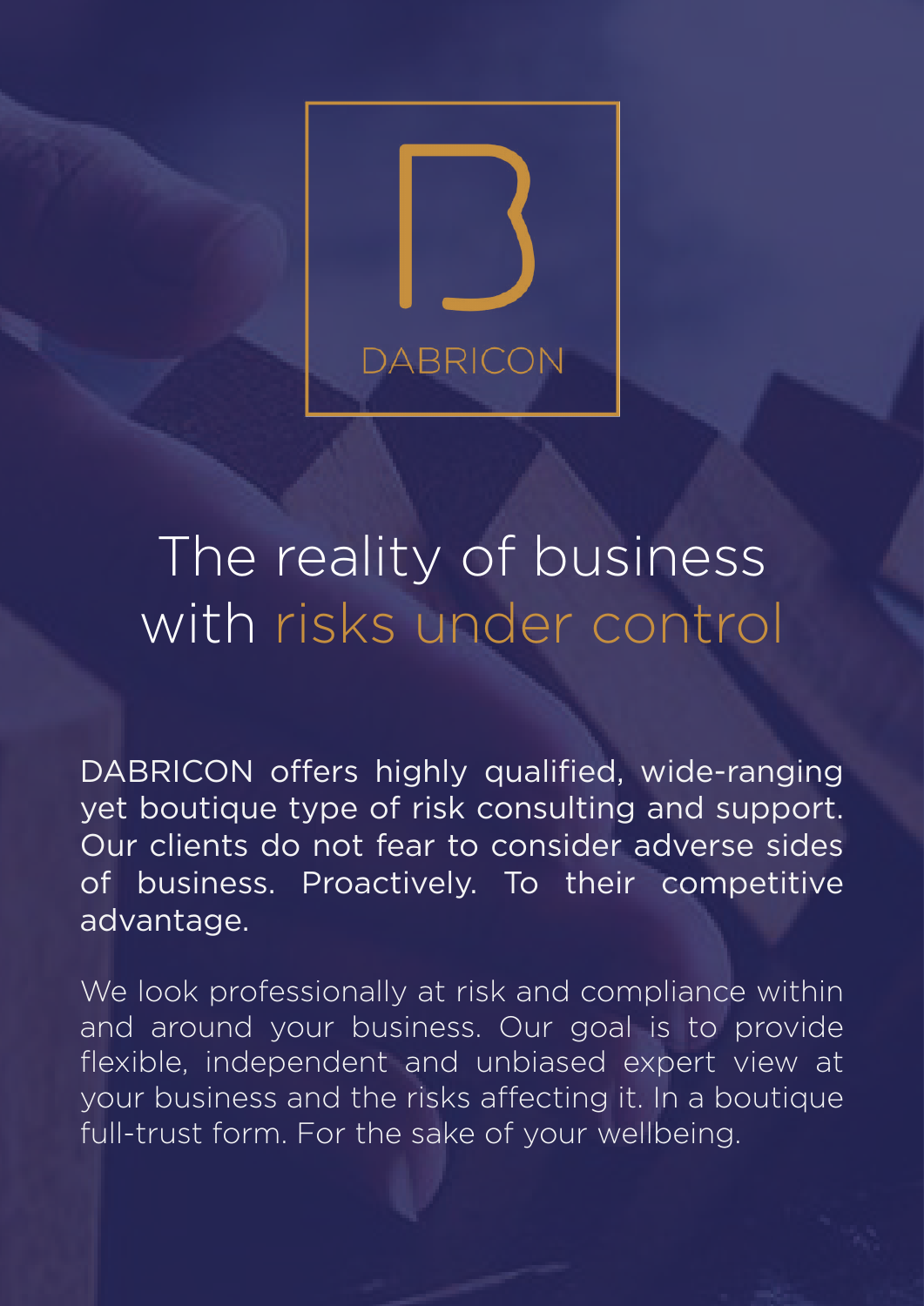DABRICON

# The reality of business with risks under control

DABRICON offers highly qualified, wide-ranging yet boutique type of risk consulting and support. Our clients do not fear to consider adverse sides of business. Proactively. To their competitive advantage.

We look professionally at risk and compliance within and around your business. Our goal is to provide flexible, independent and unbiased expert view at your business and the risks affecting it. In a boutique full-trust form. For the sake of your wellbeing.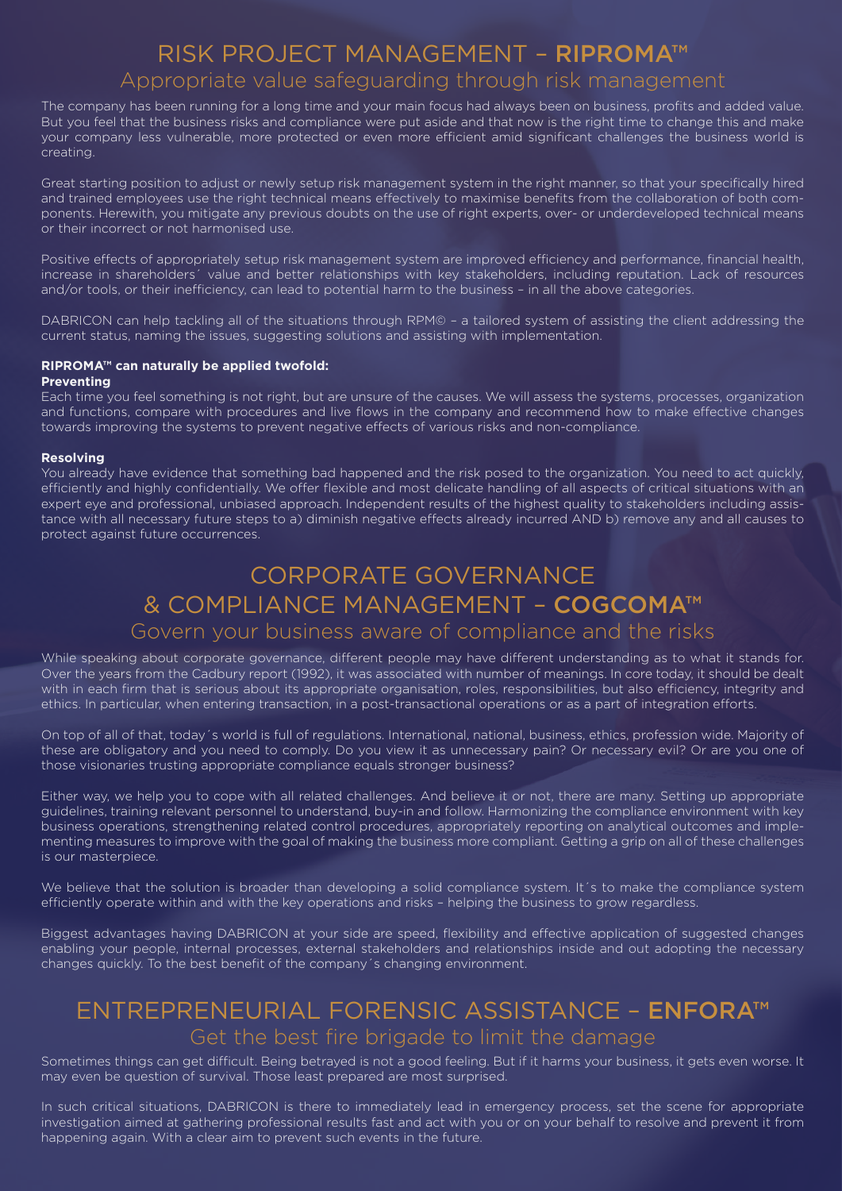# RISK PROJECT MANAGEMENT – RIPROMA™

## Appropriate value safeguarding through risk management

The company has been running for a long time and your main focus had always been on business, profits and added value. But you feel that the business risks and compliance were put aside and that now is the right time to change this and make your company less vulnerable, more protected or even more efficient amid significant challenges the business world is creating.

Great starting position to adjust or newly setup risk management system in the right manner, so that your specifically hired and trained employees use the right technical means effectively to maximise benefits from the collaboration of both components. Herewith, you mitigate any previous doubts on the use of right experts, over- or underdeveloped technical means or their incorrect or not harmonised use.

Positive effects of appropriately setup risk management system are improved efficiency and performance, financial health, increase in shareholders´ value and better relationships with key stakeholders, including reputation. Lack of resources and/or tools, or their inefficiency, can lead to potential harm to the business – in all the above categories.

DABRICON can help tackling all of the situations through RPM© – a tailored system of assisting the client addressing the current status, naming the issues, suggesting solutions and assisting with implementation.

**RIPROMA™ can naturally be applied twofold:**

**Preventing**

Each time you feel something is not right, but are unsure of the causes. We will assess the systems, processes, organization and functions, compare with procedures and live flows in the company and recommend how to make effective changes towards improving the systems to prevent negative effects of various risks and non-compliance.

**Resolving**

You already have evidence that something bad happened and the risk posed to the organization. You need to act quickly, efficiently and highly confidentially. We offer flexible and most delicate handling of all aspects of critical situations with an expert eye and professional, unbiased approach. Independent results of the highest quality to stakeholders including assistance with all necessary future steps to a) diminish negative effects already incurred AND b) remove any and all causes to protect against future occurrences.

# CORPORATE GOVERNANCE & COMPLIANCE MANAGEMENT – COGCOMA™

## Govern your business aware of compliance and the risks

While speaking about corporate governance, different people may have different understanding as to what it stands for. Over the years from the Cadbury report (1992), it was associated with number of meanings. In core today, it should be dealt with in each firm that is serious about its appropriate organisation, roles, responsibilities, but also efficiency, integrity and ethics. In particular, when entering transaction, in a post-transactional operations or as a part of integration efforts.

On top of all of that, today´s world is full of regulations. International, national, business, ethics, profession wide. Majority of these are obligatory and you need to comply. Do you view it as unnecessary pain? Or necessary evil? Or are you one of those visionaries trusting appropriate compliance equals stronger business?

Either way, we help you to cope with all related challenges. And believe it or not, there are many. Setting up appropriate guidelines, training relevant personnel to understand, buy-in and follow. Harmonizing the compliance environment with key business operations, strengthening related control procedures, appropriately reporting on analytical outcomes and implementing measures to improve with the goal of making the business more compliant. Getting a grip on all of these challenges is our masterpiece.

We believe that the solution is broader than developing a solid compliance system. It´s to make the compliance system efficiently operate within and with the key operations and risks – helping the business to grow regardless.

Biggest advantages having DABRICON at your side are speed, flexibility and effective application of suggested changes enabling your people, internal processes, external stakeholders and relationships inside and out adopting the necessary changes quickly. To the best benefit of the company´s changing environment.

# ENTREPRENEURIAL FORENSIC ASSISTANCE – ENFORA™

## Get the best fire brigade to limit the damage

Sometimes things can get difficult. Being betrayed is not a good feeling. But if it harms your business, it gets even worse. It may even be question of survival. Those least prepared are most surprised.

In such critical situations, DABRICON is there to immediately lead in emergency process, set the scene for appropriate investigation aimed at gathering professional results fast and act with you or on your behalf to resolve and prevent it from happening again. With a clear aim to prevent such events in the future.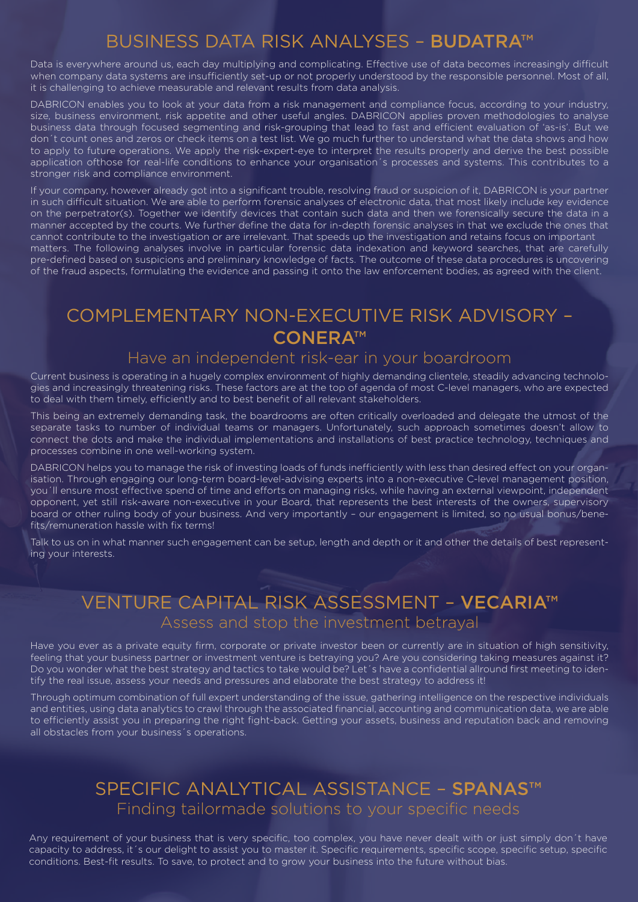## BUSINESS DATA RISK ANALYSES – **BUDATRA™**

Data is everywhere around us, each day multiplying and complicating. Effective use of data becomes increasingly difficult when company data systems are insufficiently set-up or not properly understood by the responsible personnel. Most of all, it is challenging to achieve measurable and relevant results from data analysis.

DABRICON enables you to look at your data from a risk management and compliance focus, according to your industry, size, business environment, risk appetite and other useful angles. DABRICON applies proven methodologies to analyse business data through focused segmenting and risk-grouping that lead to fast and efficient evaluation of 'as-is'. But we don´t count ones and zeros or check items on a test list. We go much further to understand what the data shows and how to apply to future operations. We apply the risk-expert-eye to interpret the results properly and derive the best possible application ofthose for real-life conditions to enhance your organisation´s processes and systems. This contributes to a stronger risk and compliance environment.

If your company, however already got into a significant trouble, resolving fraud or suspicion of it, DABRICON is your partner in such difficult situation. We are able to perform forensic analyses of electronic data, that most likely include key evidence on the perpetrator(s). Together we identify devices that contain such data and then we forensically secure the data in a manner accepted by the courts. We further define the data for in-depth forensic analyses in that we exclude the ones that cannot contribute to the investigation or are irrelevant. That speeds up the investigation and retains focus on important matters. The following analyses involve in particular forensic data indexation and keyword searches, that are carefully pre-defined based on suspicions and preliminary knowledge of facts. The outcome of these data procedures is uncovering of the fraud aspects, formulating the evidence and passing it onto the law enforcement bodies, as agreed with the client.

## COMPLEMENTARY NON-EXECUTIVE RISK ADVISORY – **CONERA™**

### Have an independent risk-ear in your boardroom

Current business is operating in a hugely complex environment of highly demanding clientele, steadily advancing technologies and increasingly threatening risks. These factors are at the top of agenda of most C-level managers, who are expected to deal with them timely, efficiently and to best benefit of all relevant stakeholders.

This being an extremely demanding task, the boardrooms are often critically overloaded and delegate the utmost of the separate tasks to number of individual teams or managers. Unfortunately, such approach sometimes doesn't allow to connect the dots and make the individual implementations and installations of best practice technology, techniques and processes combine in one well-working system.

DABRICON helps you to manage the risk of investing loads of funds inefficiently with less than desired effect on your organisation. Through engaging our long-term board-level-advising experts into a non-executive C-level management position, you´ll ensure most effective spend of time and efforts on managing risks, while having an external viewpoint, independent opponent, yet still risk-aware non-executive in your Board, that represents the best interests of the owners, supervisory board or other ruling body of your business. And very importantly – our engagement is limited, so no usual bonus/benefits/remuneration hassle with fix terms!

Talk to us on in what manner such engagement can be setup, length and depth or it and other the details of best representing your interests.

## VENTURE CAPITAL RISK ASSESSMENT – **VECARIA™**

### Assess and stop the investment betrayal

Have you ever as a private equity firm, corporate or private investor been or currently are in situation of high sensitivity, feeling that your business partner or investment venture is betraying you? Are you considering taking measures against it? Do you wonder what the best strategy and tactics to take would be? Let´s have a confidential allround first meeting to identify the real issue, assess your needs and pressures and elaborate the best strategy to address it!

Through optimum combination of full expert understanding of the issue, gathering intelligence on the respective individuals and entities, using data analytics to crawl through the associated financial, accounting and communication data, we are able to efficiently assist you in preparing the right fight-back. Getting your assets, business and reputation back and removing all obstacles from your business´s operations.

## SPECIFIC ANALYTICAL ASSISTANCE – **SPANAS™**

### Finding tailormade solutions to your specific needs

Any requirement of your business that is very specific, too complex, you have never dealt with or just simply don´t have capacity to address, it´s our delight to assist you to master it. Specific requirements, specific scope, specific setup, specific conditions. Best-fit results. To save, to protect and to grow your business into the future without bias.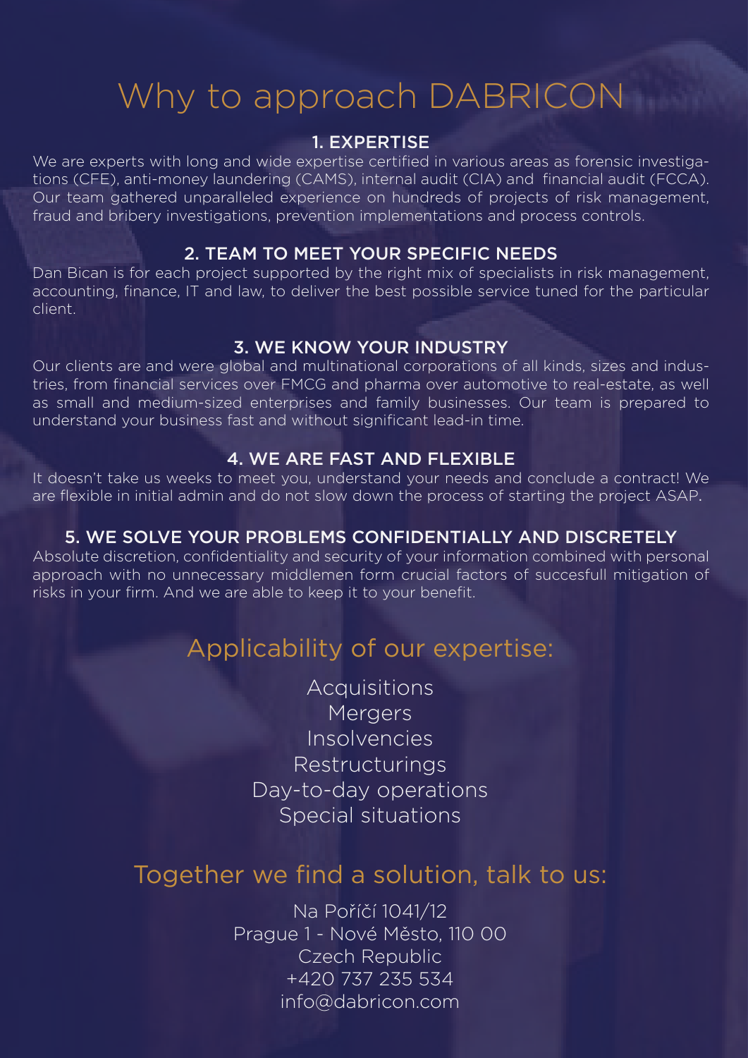# Why to approach DABRICON

### 1. EXPERTISE

We are experts with long and wide expertise certified in various areas as forensic investigations (CFE), anti-money laundering (CAMS), internal audit (CIA) and financial audit (FCCA). Our team gathered unparalleled experience on hundreds of projects of risk management, fraud and bribery investigations, prevention implementations and process controls.

### 2. TEAM TO MEET YOUR SPECIFIC NEEDS

Dan Bican is for each project supported by the right mix of specialists in risk management, accounting, finance, IT and law, to deliver the best possible service tuned for the particular client.

### 3. WE KNOW YOUR INDUSTRY

Our clients are and were global and multinational corporations of all kinds, sizes and industries, from financial services over FMCG and pharma over automotive to real-estate, as well as small and medium-sized enterprises and family businesses. Our team is prepared to understand your business fast and without significant lead-in time.

### 4. WE ARE FAST AND FLEXIBLE

It doesn't take us weeks to meet you, understand your needs and conclude a contract! We are flexible in initial admin and do not slow down the process of starting the project ASAP.

### 5. WE SOLVE YOUR PROBLEMS CONFIDENTIALLY AND DISCRETELY

Absolute discretion, confidentiality and security of your information combined with personal approach with no unnecessary middlemen form crucial factors of succesfull mitigation of risks in your firm. And we are able to keep it to your benefit.

## Applicability of our expertise:

Acquisitions
Mergers
Insolvencies
Restructurings
Day-to-day operations
Special situations

## Together we find a solution, talk to us:

Na Poříčí 1041/12
Prague 1 - Nové Město, 110 00
Czech Republic
+420 737 235 534
info@dabricon.com